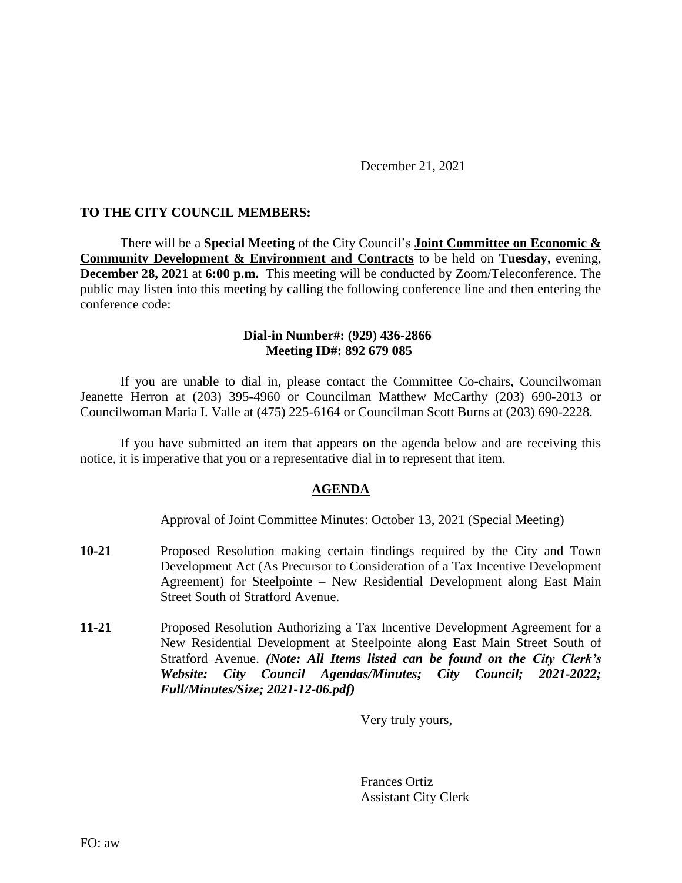December 21, 2021

**TO THE CITY COUNCIL MEMBERS:**

There will be a **Special Meeting** of the City Council's **Joint Committee on Economic & Community Development & Environment and Contracts** to be held on **Tuesday,** evening, **December 28, 2021** at **6:00 p.m.** This meeting will be conducted by Zoom/Teleconference. The public may listen into this meeting by calling the following conference line and then entering the conference code:

**Dial-in Number#: (929) 436-2866**
**Meeting ID#: 892 679 085**

If you are unable to dial in, please contact the Committee Co-chairs, Councilwoman Jeanette Herron at (203) 395-4960 or Councilman Matthew McCarthy (203) 690-2013 or Councilwoman Maria I. Valle at (475) 225-6164 or Councilman Scott Burns at (203) 690-2228.

If you have submitted an item that appears on the agenda below and are receiving this notice, it is imperative that you or a representative dial in to represent that item.

## AGENDA

Approval of Joint Committee Minutes: October 13, 2021 (Special Meeting)

**10-21** Proposed Resolution making certain findings required by the City and Town Development Act (As Precursor to Consideration of a Tax Incentive Development Agreement) for Steelpointe – New Residential Development along East Main Street South of Stratford Avenue.

**11-21** Proposed Resolution Authorizing a Tax Incentive Development Agreement for a New Residential Development at Steelpointe along East Main Street South of Stratford Avenue. ***(Note: All Items listed can be found on the City Clerk's Website: City Council Agendas/Minutes; City Council; 2021-2022; Full/Minutes/Size; 2021-12-06.pdf)***

Very truly yours,

Frances Ortiz
Assistant City Clerk

FO: aw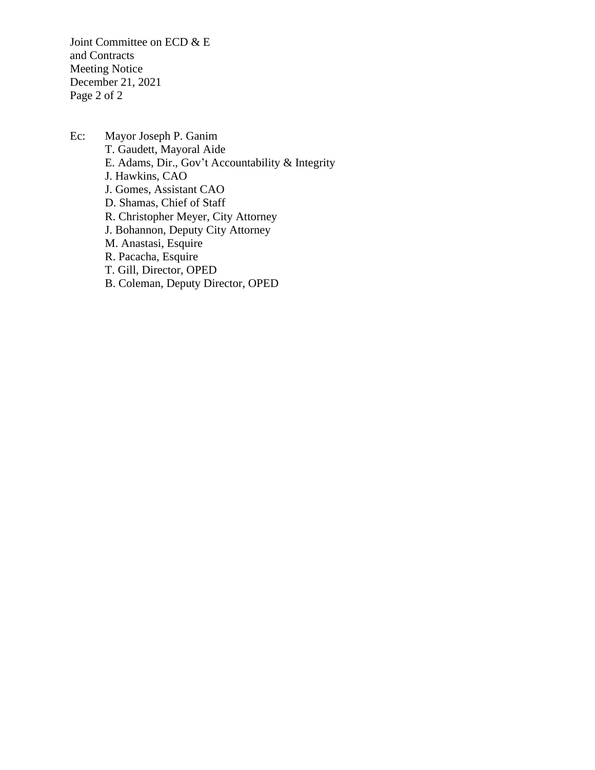Ec: Mayor Joseph P. Ganim
T. Gaudett, Mayoral Aide
E. Adams, Dir., Gov't Accountability & Integrity
J. Hawkins, CAO
J. Gomes, Assistant CAO
D. Shamas, Chief of Staff
R. Christopher Meyer, City Attorney
J. Bohannon, Deputy City Attorney
M. Anastasi, Esquire
R. Pacacha, Esquire
T. Gill, Director, OPED
B. Coleman, Deputy Director, OPED